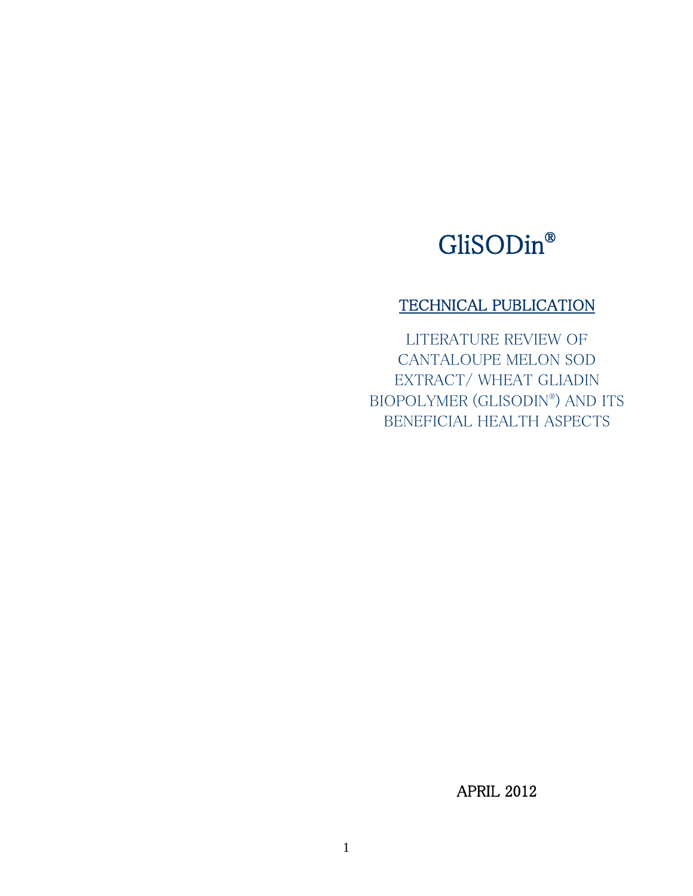# GliSODin®

## TECHNICAL PUBLICATION

LITERATURE REVIEW OF CANTALOUPE MELON SOD EXTRACT/ WHEAT GLIADIN BIOPOLYMER (GLISODIN®) AND ITS BENEFICIAL HEALTH ASPECTS

APRIL 2012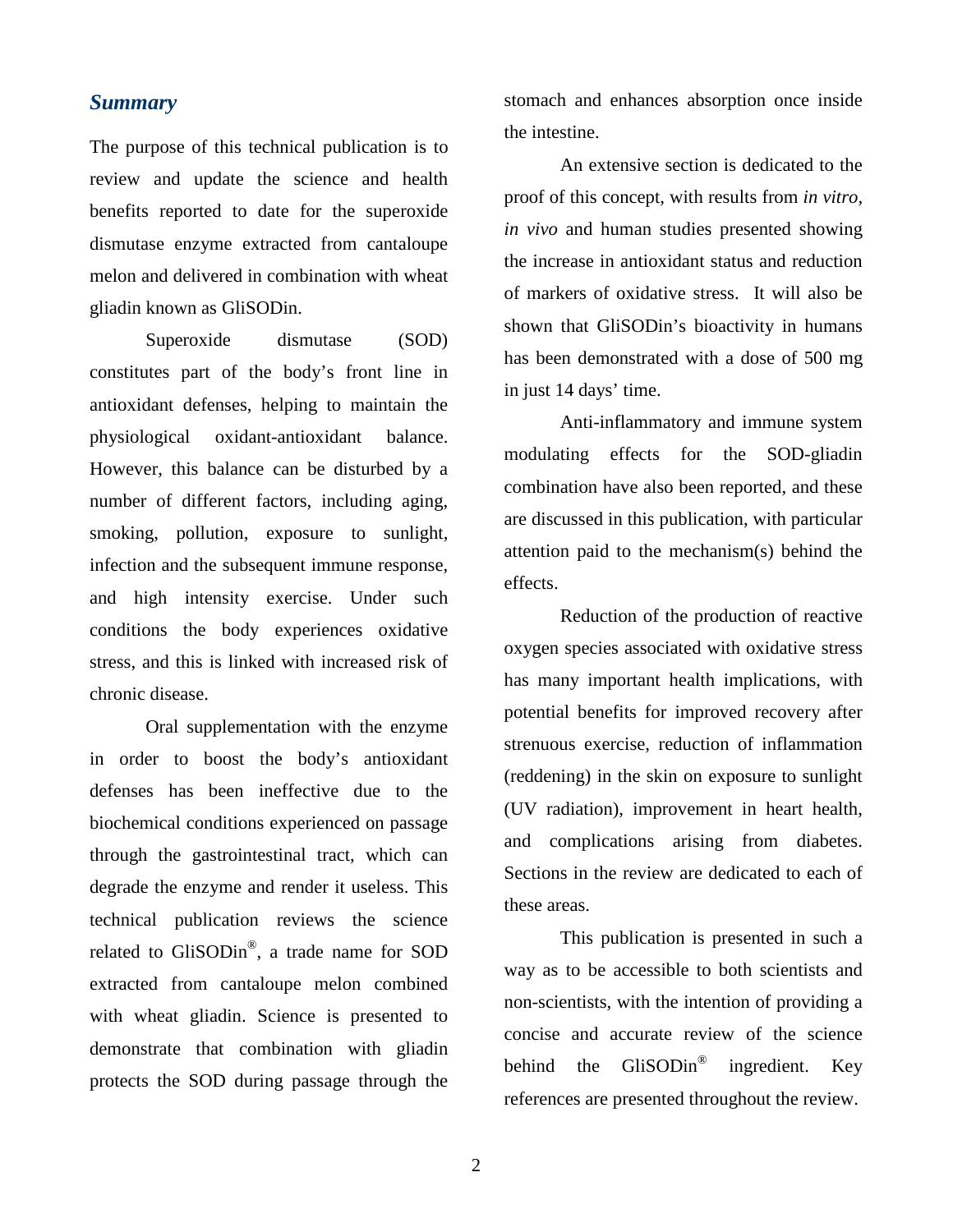## *Summary*

The purpose of this technical publication is to review and update the science and health benefits reported to date for the superoxide dismutase enzyme extracted from cantaloupe melon and delivered in combination with wheat gliadin known as GliSODin.

Superoxide dismutase (SOD) constitutes part of the body's front line in antioxidant defenses, helping to maintain the physiological oxidant-antioxidant balance. However, this balance can be disturbed by a number of different factors, including aging, smoking, pollution, exposure to sunlight, infection and the subsequent immune response, and high intensity exercise. Under such conditions the body experiences oxidative stress, and this is linked with increased risk of chronic disease.

Oral supplementation with the enzyme in order to boost the body's antioxidant defenses has been ineffective due to the biochemical conditions experienced on passage through the gastrointestinal tract, which can degrade the enzyme and render it useless. This technical publication reviews the science related to GliSODin®, a trade name for SOD extracted from cantaloupe melon combined with wheat gliadin. Science is presented to demonstrate that combination with gliadin protects the SOD during passage through the stomach and enhances absorption once inside the intestine.

An extensive section is dedicated to the proof of this concept, with results from *in vitro*, *in vivo* and human studies presented showing the increase in antioxidant status and reduction of markers of oxidative stress. It will also be shown that GliSODin's bioactivity in humans has been demonstrated with a dose of 500 mg in just 14 days' time.

Anti-inflammatory and immune system modulating effects for the SOD-gliadin combination have also been reported, and these are discussed in this publication, with particular attention paid to the mechanism(s) behind the effects.

Reduction of the production of reactive oxygen species associated with oxidative stress has many important health implications, with potential benefits for improved recovery after strenuous exercise, reduction of inflammation (reddening) in the skin on exposure to sunlight (UV radiation), improvement in heart health, and complications arising from diabetes. Sections in the review are dedicated to each of these areas.

This publication is presented in such a way as to be accessible to both scientists and non-scientists, with the intention of providing a concise and accurate review of the science behind the GliSODin® ingredient. Key references are presented throughout the review.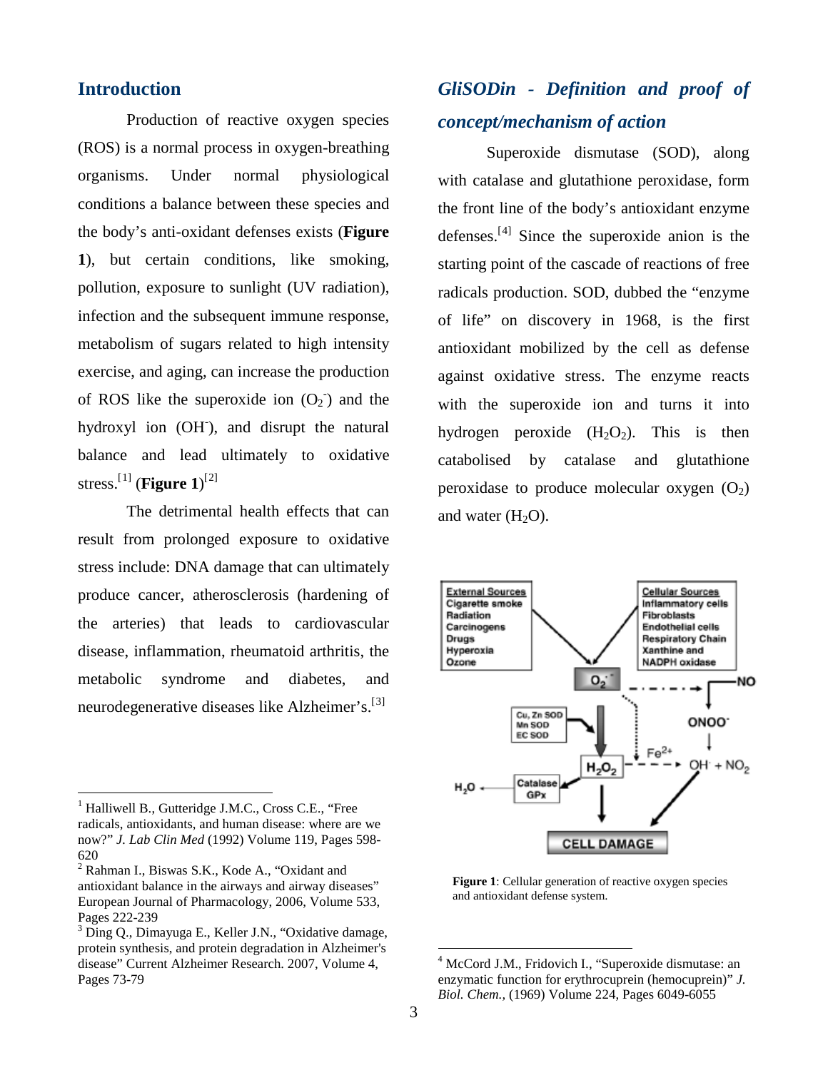## Introduction

Production of reactive oxygen species (ROS) is a normal process in oxygen-breathing organisms. Under normal physiological conditions a balance between these species and the body's anti-oxidant defenses exists (**Figure 1**), but certain conditions, like smoking, pollution, exposure to sunlight (UV radiation), infection and the subsequent immune response, metabolism of sugars related to high intensity exercise, and aging, can increase the production of ROS like the superoxide ion ($O_2^-$) and the hydroxyl ion ($OH^-$), and disrupt the natural balance and lead ultimately to oxidative stress.[1] (**Figure 1**)[2]

The detrimental health effects that can result from prolonged exposure to oxidative stress include: DNA damage that can ultimately produce cancer, atherosclerosis (hardening of the arteries) that leads to cardiovascular disease, inflammation, rheumatoid arthritis, the metabolic syndrome and diabetes, and neurodegenerative diseases like Alzheimer's.[3]

## *GliSODin - Definition and proof of concept/mechanism of action*

Superoxide dismutase (SOD), along with catalase and glutathione peroxidase, form the front line of the body's antioxidant enzyme defenses.[4] Since the superoxide anion is the starting point of the cascade of reactions of free radicals production. SOD, dubbed the "enzyme of life" on discovery in 1968, is the first antioxidant mobilized by the cell as defense against oxidative stress. The enzyme reacts with the superoxide ion and turns it into hydrogen peroxide ($H_2O_2$). This is then catabolised by catalase and glutathione peroxidase to produce molecular oxygen ($O_2$) and water ($H_2O$).

External Sources
Cigarette smoke
Radiation
Carcinogens
Drugs
Hyperoxia
Ozone

Cellular Sources
Inflammatory cells
Fibroblasts
Endothelial cells
Respiratory Chain
Xanthine and
NADPH oxidase

$O_2^{\cdot-}$

NO

ONOO$^-$

Cu, Zn SOD
Mn SOD
EC SOD

$Fe^{2+}$

$H_2O_2$

$OH^{\cdot} + NO_2$

$H_2O$

Catalase
GPx

CELL DAMAGE

**Figure 1**: Cellular generation of reactive oxygen species and antioxidant defense system.

---

[1] Halliwell B., Gutteridge J.M.C., Cross C.E., "Free radicals, antioxidants, and human disease: where are we now?" *J. Lab Clin Med* (1992) Volume 119, Pages 598-620

[2] Rahman I., Biswas S.K., Kode A., "Oxidant and antioxidant balance in the airways and airway diseases" European Journal of Pharmacology, 2006, Volume 533, Pages 222-239

[3] Ding Q., Dimayuga E., Keller J.N., "Oxidative damage, protein synthesis, and protein degradation in Alzheimer's disease" Current Alzheimer Research. 2007, Volume 4, Pages 73-79

[4] McCord J.M., Fridovich I., "Superoxide dismutase: an enzymatic function for erythrocuprein (hemocuprein)" *J. Biol. Chem.*, (1969) Volume 224, Pages 6049-6055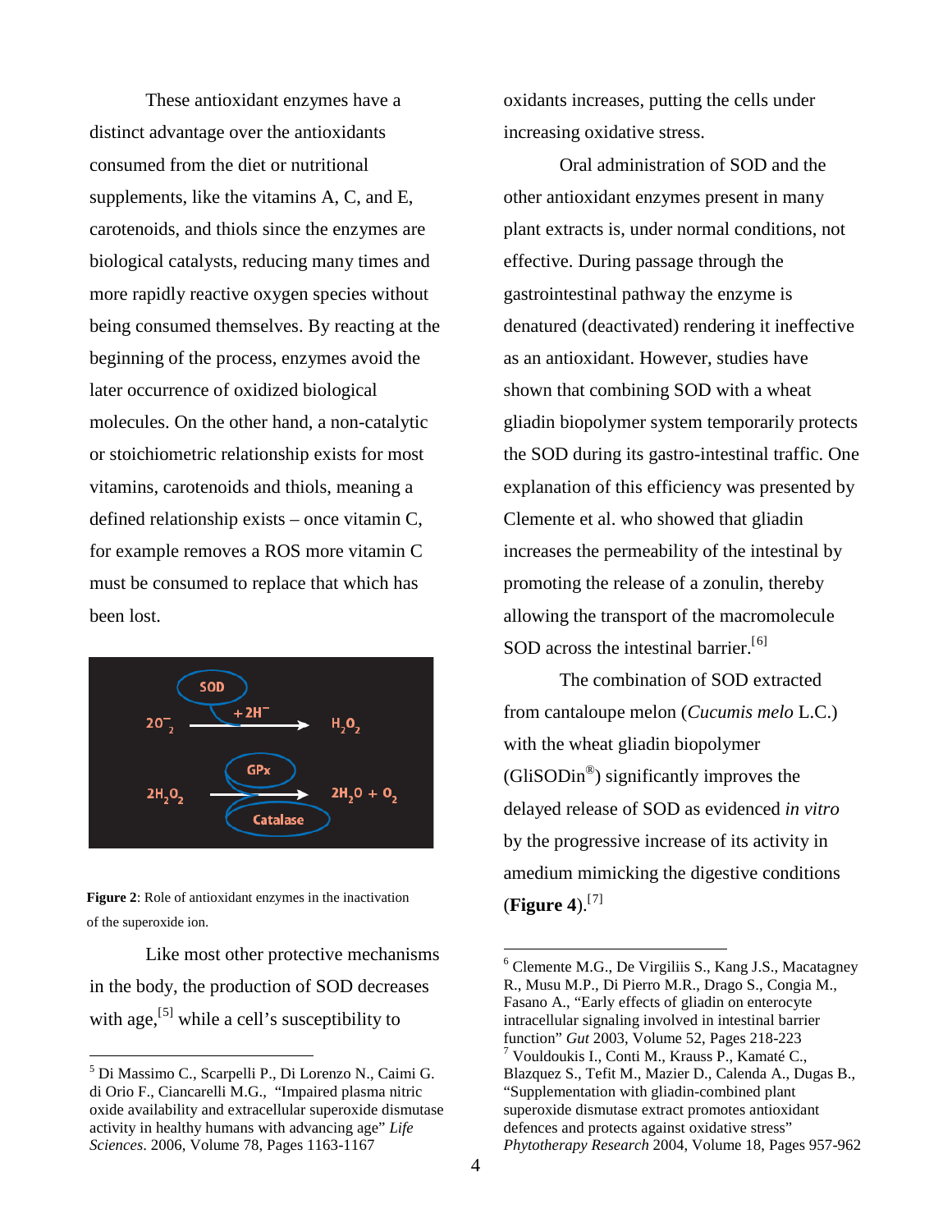These antioxidant enzymes have a distinct advantage over the antioxidants consumed from the diet or nutritional supplements, like the vitamins A, C, and E, carotenoids, and thiols since the enzymes are biological catalysts, reducing many times and more rapidly reactive oxygen species without being consumed themselves. By reacting at the beginning of the process, enzymes avoid the later occurrence of oxidized biological molecules. On the other hand, a non-catalytic or stoichiometric relationship exists for most vitamins, carotenoids and thiols, meaning a defined relationship exists – once vitamin C, for example removes a ROS more vitamin C must be consumed to replace that which has been lost.

SOD

$2O_2^-$ $+2H^-$ $H_2O_2$

GPx

$2H_2O_2$ $2H_2O + O_2$

Catalase

**Figure 2**: Role of antioxidant enzymes in the inactivation of the superoxide ion.

Like most other protective mechanisms in the body, the production of SOD decreases with age,[5] while a cell's susceptibility to oxidants increases, putting the cells under increasing oxidative stress.

Oral administration of SOD and the other antioxidant enzymes present in many plant extracts is, under normal conditions, not effective. During passage through the gastrointestinal pathway the enzyme is denatured (deactivated) rendering it ineffective as an antioxidant. However, studies have shown that combining SOD with a wheat gliadin biopolymer system temporarily protects the SOD during its gastro-intestinal traffic. One explanation of this efficiency was presented by Clemente et al. who showed that gliadin increases the permeability of the intestinal by promoting the release of a zonulin, thereby allowing the transport of the macromolecule SOD across the intestinal barrier.[6]

The combination of SOD extracted from cantaloupe melon (*Cucumis melo* L.C.) with the wheat gliadin biopolymer (GliSODin®) significantly improves the delayed release of SOD as evidenced *in vitro* by the progressive increase of its activity in amedium mimicking the digestive conditions (**Figure 4**).[7]

---

[5] Di Massimo C., Scarpelli P., Di Lorenzo N., Caimi G. di Orio F., Ciancarelli M.G., "Impaired plasma nitric oxide availability and extracellular superoxide dismutase activity in healthy humans with advancing age" *Life Sciences*. 2006, Volume 78, Pages 1163-1167

[6] Clemente M.G., De Virgiliis S., Kang J.S., Macatagney R., Musu M.P., Di Pierro M.R., Drago S., Congia M., Fasano A., "Early effects of gliadin on enterocyte intracellular signaling involved in intestinal barrier function" *Gut* 2003, Volume 52, Pages 218-223

[7] Vouldoukis I., Conti M., Krauss P., Kamaté C., Blazquez S., Tefit M., Mazier D., Calenda A., Dugas B., "Supplementation with gliadin-combined plant superoxide dismutase extract promotes antioxidant defences and protects against oxidative stress" *Phytotherapy Research* 2004, Volume 18, Pages 957-962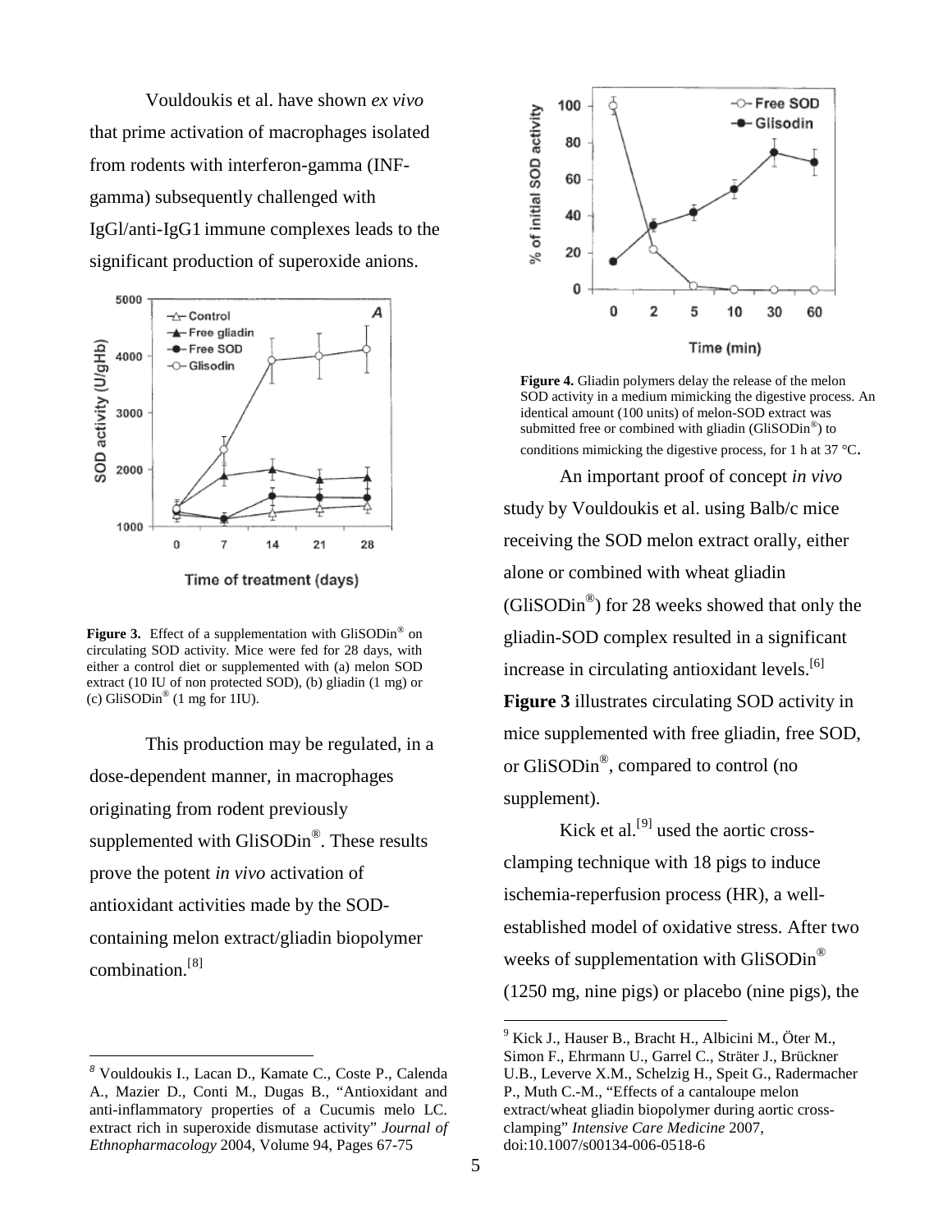Vouldoukis et al. have shown *ex vivo* that prime activation of macrophages isolated from rodents with interferon-gamma (INF-gamma) subsequently challenged with IgGl/anti-IgG1 immune complexes leads to the significant production of superoxide anions.

A

SOD activity (U/gHb)

5000
4000
3000
2000
1000

Control
Free gliadin
Free SOD
Glisodin

0 7 14 21 28

Time of treatment (days)

**Figure 3.** Effect of a supplementation with GliSODin® on circulating SOD activity. Mice were fed for 28 days, with either a control diet or supplemented with (a) melon SOD extract (10 IU of non protected SOD), (b) gliadin (1 mg) or (c) GliSODin® (1 mg for 1IU).

This production may be regulated, in a dose-dependent manner, in macrophages originating from rodent previously supplemented with GliSODin®. These results prove the potent *in vivo* activation of antioxidant activities made by the SOD-containing melon extract/gliadin biopolymer combination.[8]

% of initial SOD activity

100
80
60
40
20
0

Free SOD
Glisodin

0 2 5 10 30 60

Time (min)

**Figure 4.** Gliadin polymers delay the release of the melon SOD activity in a medium mimicking the digestive process. An identical amount (100 units) of melon-SOD extract was submitted free or combined with gliadin (GliSODin®) to conditions mimicking the digestive process, for 1 h at 37 °C.

An important proof of concept *in vivo* study by Vouldoukis et al. using Balb/c mice receiving the SOD melon extract orally, either alone or combined with wheat gliadin (GliSODin®) for 28 weeks showed that only the gliadin-SOD complex resulted in a significant increase in circulating antioxidant levels.[6] **Figure 3** illustrates circulating SOD activity in mice supplemented with free gliadin, free SOD, or GliSODin®, compared to control (no supplement).

Kick et al.[9] used the aortic cross-clamping technique with 18 pigs to induce ischemia-reperfusion process (HR), a well-established model of oxidative stress. After two weeks of supplementation with GliSODin® (1250 mg, nine pigs) or placebo (nine pigs), the

---

[8] Vouldoukis I., Lacan D., Kamate C., Coste P., Calenda A., Mazier D., Conti M., Dugas B., "Antioxidant and anti-inflammatory properties of a Cucumis melo LC. extract rich in superoxide dismutase activity" *Journal of Ethnopharmacology* 2004, Volume 94, Pages 67-75

[9] Kick J., Hauser B., Bracht H., Albicini M., Öter M., Simon F., Ehrmann U., Garrel C., Sträter J., Brückner U.B., Leverve X.M., Schelzig H., Speit G., Radermacher P., Muth C.-M., "Effects of a cantaloupe melon extract/wheat gliadin biopolymer during aortic cross-clamping" *Intensive Care Medicine* 2007, doi:10.1007/s00134-006-0518-6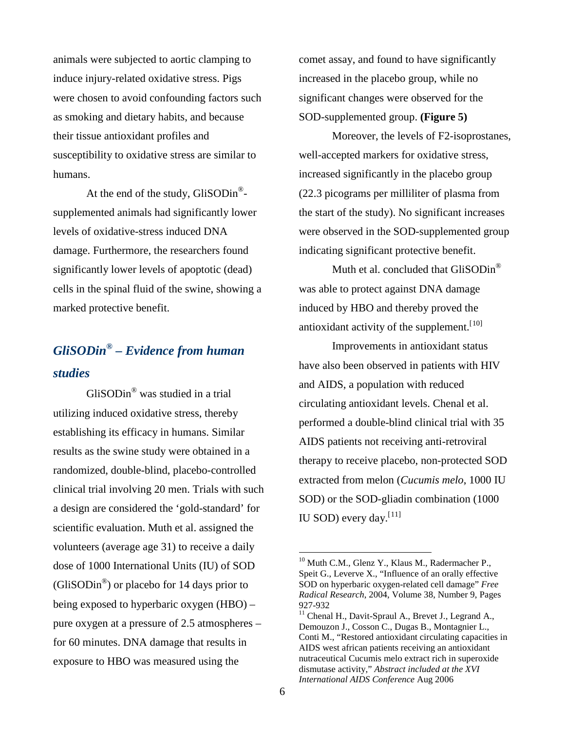animals were subjected to aortic clamping to induce injury-related oxidative stress. Pigs were chosen to avoid confounding factors such as smoking and dietary habits, and because their tissue antioxidant profiles and susceptibility to oxidative stress are similar to humans.

At the end of the study, GliSODin®-supplemented animals had significantly lower levels of oxidative-stress induced DNA damage. Furthermore, the researchers found significantly lower levels of apoptotic (dead) cells in the spinal fluid of the swine, showing a marked protective benefit.

## *GliSODin® – Evidence from human studies*

GliSODin® was studied in a trial utilizing induced oxidative stress, thereby establishing its efficacy in humans. Similar results as the swine study were obtained in a randomized, double-blind, placebo-controlled clinical trial involving 20 men. Trials with such a design are considered the 'gold-standard' for scientific evaluation. Muth et al. assigned the volunteers (average age 31) to receive a daily dose of 1000 International Units (IU) of SOD (GliSODin®) or placebo for 14 days prior to being exposed to hyperbaric oxygen (HBO) – pure oxygen at a pressure of 2.5 atmospheres – for 60 minutes. DNA damage that results in exposure to HBO was measured using the comet assay, and found to have significantly increased in the placebo group, while no significant changes were observed for the SOD-supplemented group. **(Figure 5)**

Moreover, the levels of F2-isoprostanes, well-accepted markers for oxidative stress, increased significantly in the placebo group (22.3 picograms per milliliter of plasma from the start of the study). No significant increases were observed in the SOD-supplemented group indicating significant protective benefit.

Muth et al. concluded that GliSODin® was able to protect against DNA damage induced by HBO and thereby proved the antioxidant activity of the supplement.[10]

Improvements in antioxidant status have also been observed in patients with HIV and AIDS, a population with reduced circulating antioxidant levels. Chenal et al. performed a double-blind clinical trial with 35 AIDS patients not receiving anti-retroviral therapy to receive placebo, non-protected SOD extracted from melon (*Cucumis melo*, 1000 IU SOD) or the SOD-gliadin combination (1000 IU SOD) every day.[11]

---

[10] Muth C.M., Glenz Y., Klaus M., Radermacher P., Speit G., Leverve X., "Influence of an orally effective SOD on hyperbaric oxygen-related cell damage" *Free Radical Research*, 2004, Volume 38, Number 9, Pages 927-932

[11] Chenal H., Davit-Spraul A., Brevet J., Legrand A., Demouzon J., Cosson C., Dugas B., Montagnier L., Conti M., "Restored antioxidant circulating capacities in AIDS west african patients receiving an antioxidant nutraceutical Cucumis melo extract rich in superoxide dismutase activity," *Abstract included at the XVI International AIDS Conference* Aug 2006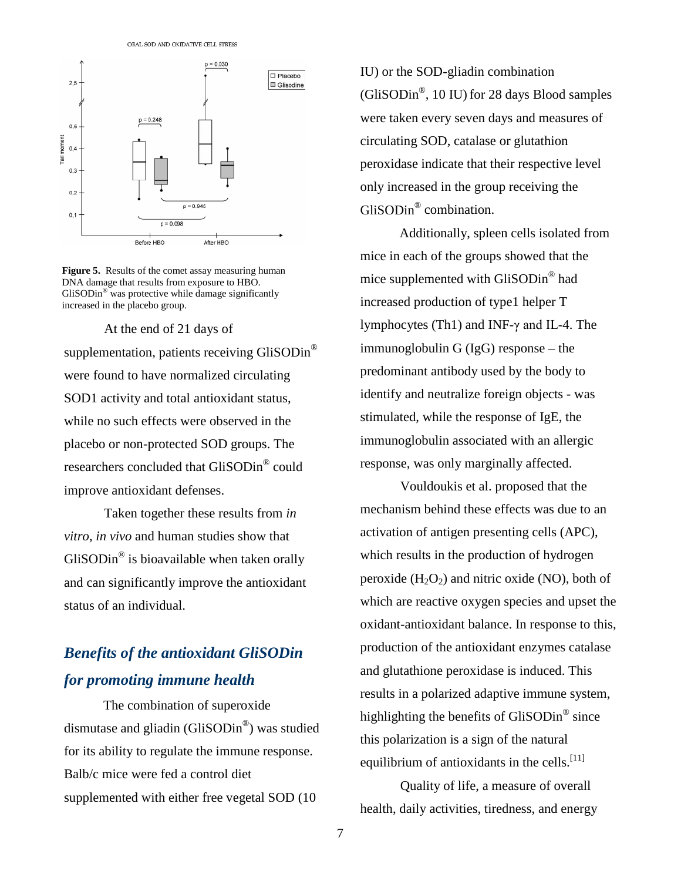p = 0.030

Placebo

Glisodine

2,5

0,5

0,4

0,3

0,2

0,1

Tail moment

p = 0.248

p = 0.945

p = 0.098

Before HBO

After HBO

**Figure 5.** Results of the comet assay measuring human DNA damage that results from exposure to HBO. GliSODin® was protective while damage significantly increased in the placebo group.

At the end of 21 days of supplementation, patients receiving GliSODin® were found to have normalized circulating SOD1 activity and total antioxidant status, while no such effects were observed in the placebo or non-protected SOD groups. The researchers concluded that GliSODin® could improve antioxidant defenses.

Taken together these results from *in vitro, in vivo* and human studies show that GliSODin® is bioavailable when taken orally and can significantly improve the antioxidant status of an individual.

## *Benefits of the antioxidant GliSODin for promoting immune health*

The combination of superoxide dismutase and gliadin (GliSODin®) was studied for its ability to regulate the immune response. Balb/c mice were fed a control diet supplemented with either free vegetal SOD (10 IU) or the SOD-gliadin combination (GliSODin®, 10 IU) for 28 days Blood samples were taken every seven days and measures of circulating SOD, catalase or glutathion peroxidase indicate that their respective level only increased in the group receiving the GliSODin® combination.

Additionally, spleen cells isolated from mice in each of the groups showed that the mice supplemented with GliSODin® had increased production of type1 helper T lymphocytes (Th1) and INF-γ and IL-4. The immunoglobulin G (IgG) response – the predominant antibody used by the body to identify and neutralize foreign objects - was stimulated, while the response of IgE, the immunoglobulin associated with an allergic response, was only marginally affected.

Vouldoukis et al. proposed that the mechanism behind these effects was due to an activation of antigen presenting cells (APC), which results in the production of hydrogen peroxide ($H_2O_2$) and nitric oxide (NO), both of which are reactive oxygen species and upset the oxidant-antioxidant balance. In response to this, production of the antioxidant enzymes catalase and glutathione peroxidase is induced. This results in a polarized adaptive immune system, highlighting the benefits of GliSODin® since this polarization is a sign of the natural equilibrium of antioxidants in the cells.[11]

Quality of life, a measure of overall health, daily activities, tiredness, and energy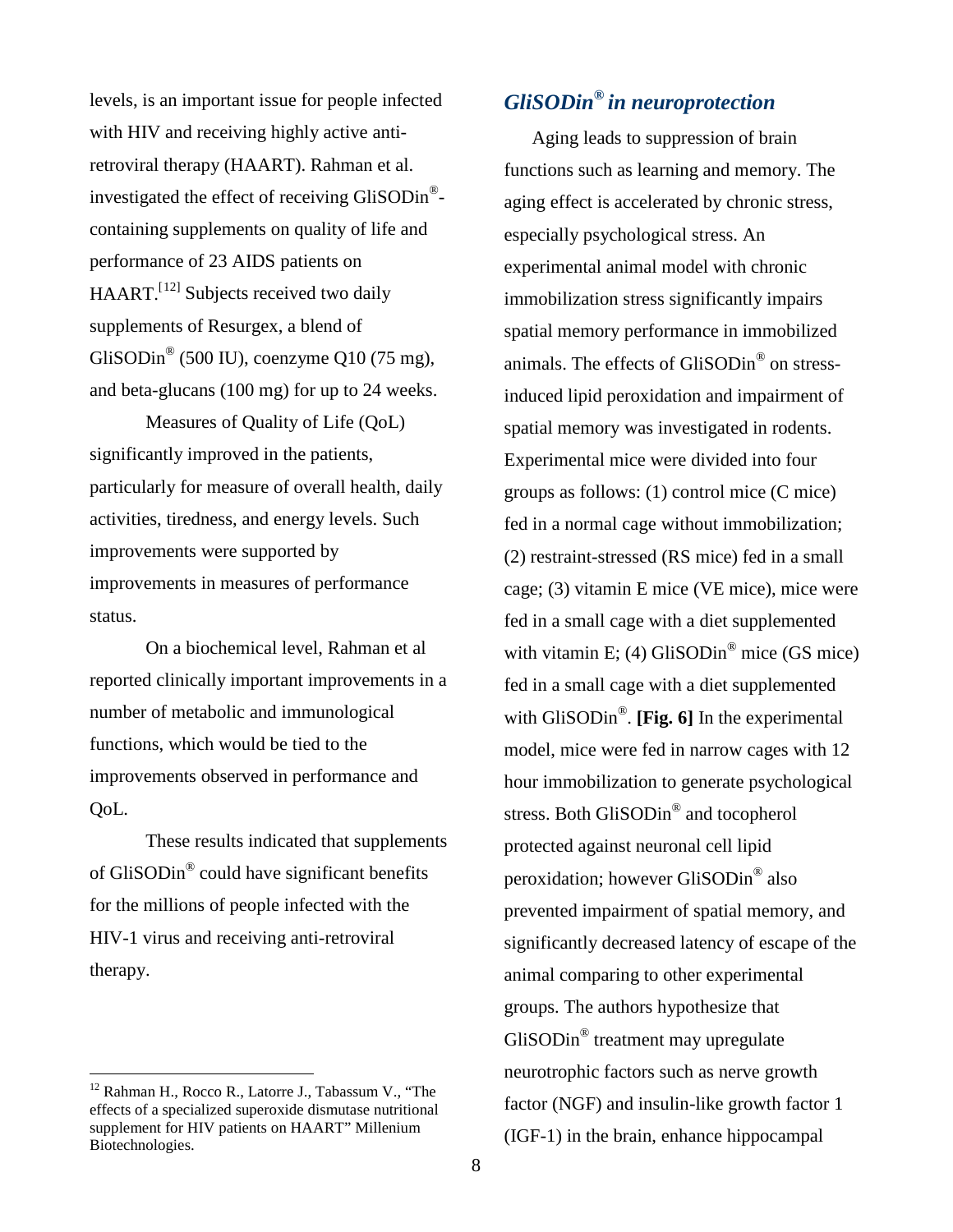levels, is an important issue for people infected with HIV and receiving highly active anti-retroviral therapy (HAART). Rahman et al. investigated the effect of receiving GliSODin®-containing supplements on quality of life and performance of 23 AIDS patients on HAART.[12] Subjects received two daily supplements of Resurgex, a blend of GliSODin® (500 IU), coenzyme Q10 (75 mg), and beta-glucans (100 mg) for up to 24 weeks.

Measures of Quality of Life (QoL) significantly improved in the patients, particularly for measure of overall health, daily activities, tiredness, and energy levels. Such improvements were supported by improvements in measures of performance status.

On a biochemical level, Rahman et al reported clinically important improvements in a number of metabolic and immunological functions, which would be tied to the improvements observed in performance and QoL.

These results indicated that supplements of GliSODin® could have significant benefits for the millions of people infected with the HIV-1 virus and receiving anti-retroviral therapy.

## *GliSODin® in neuroprotection*

Aging leads to suppression of brain functions such as learning and memory. The aging effect is accelerated by chronic stress, especially psychological stress. An experimental animal model with chronic immobilization stress significantly impairs spatial memory performance in immobilized animals. The effects of GliSODin® on stress-induced lipid peroxidation and impairment of spatial memory was investigated in rodents. Experimental mice were divided into four groups as follows: (1) control mice (C mice) fed in a normal cage without immobilization; (2) restraint-stressed (RS mice) fed in a small cage; (3) vitamin E mice (VE mice), mice were fed in a small cage with a diet supplemented with vitamin E; (4) GliSODin® mice (GS mice) fed in a small cage with a diet supplemented with GliSODin®. **[Fig. 6]** In the experimental model, mice were fed in narrow cages with 12 hour immobilization to generate psychological stress. Both GliSODin® and tocopherol protected against neuronal cell lipid peroxidation; however GliSODin® also prevented impairment of spatial memory, and significantly decreased latency of escape of the animal comparing to other experimental groups. The authors hypothesize that GliSODin® treatment may upregulate neurotrophic factors such as nerve growth factor (NGF) and insulin-like growth factor 1 (IGF-1) in the brain, enhance hippocampal

---

[12] Rahman H., Rocco R., Latorre J., Tabassum V., "The effects of a specialized superoxide dismutase nutritional supplement for HIV patients on HAART" Millenium Biotechnologies.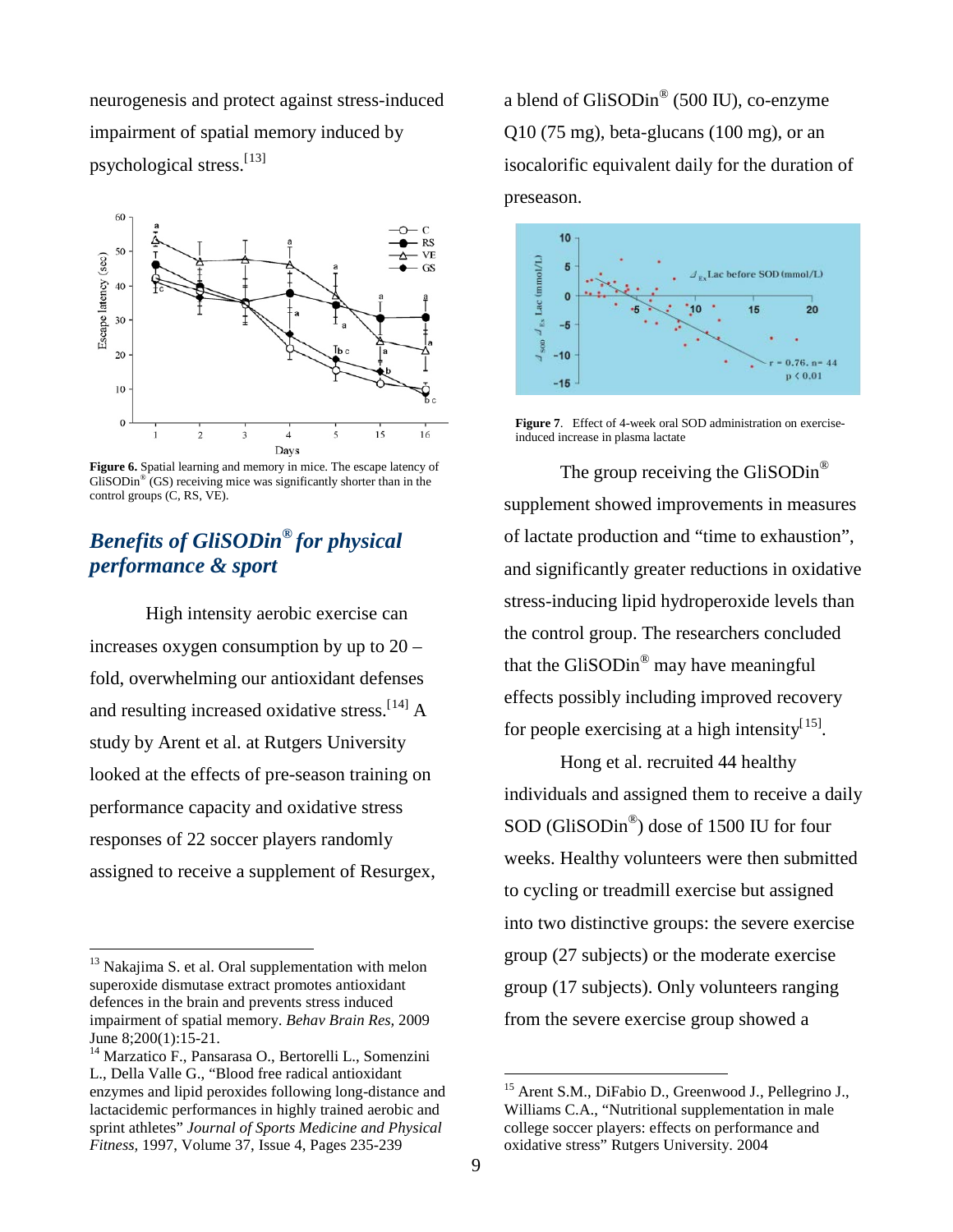neurogenesis and protect against stress-induced impairment of spatial memory induced by psychological stress.[13]

60
50
40
30
20
10
0
Escape latency (sec)
1 2 3 4 5 15 16
Days
C
RS
VE
GS
a
a
a
a
a
a
a
b c
a
a
b
b c
c

**Figure 6.** Spatial learning and memory in mice. The escape latency of GliSODin® (GS) receiving mice was significantly shorter than in the control groups (C, RS, VE).

## *Benefits of GliSODin® for physical performance & sport*

High intensity aerobic exercise can increases oxygen consumption by up to 20 – fold, overwhelming our antioxidant defenses and resulting increased oxidative stress.[14] A study by Arent et al. at Rutgers University looked at the effects of pre-season training on performance capacity and oxidative stress responses of 22 soccer players randomly assigned to receive a supplement of Resurgex, a blend of GliSODin® (500 IU), co-enzyme Q10 (75 mg), beta-glucans (100 mg), or an isocalorific equivalent daily for the duration of preseason.

10
5
0
-5
-10
-15
5 10 15 20
$\Delta_{SOD}$ $\Delta_{Ex}$ Lac (mmol/L)
$\Delta_{Ex}$ Lac before SOD (mmol/L)
r = 0.76, n= 44
p < 0.01

**Figure 7**. Effect of 4-week oral SOD administration on exercise-induced increase in plasma lactate

The group receiving the GliSODin® supplement showed improvements in measures of lactate production and “time to exhaustion”, and significantly greater reductions in oxidative stress-inducing lipid hydroperoxide levels than the control group. The researchers concluded that the GliSODin® may have meaningful effects possibly including improved recovery for people exercising at a high intensity[15].

Hong et al. recruited 44 healthy individuals and assigned them to receive a daily SOD (GliSODin®) dose of 1500 IU for four weeks. Healthy volunteers were then submitted to cycling or treadmill exercise but assigned into two distinctive groups: the severe exercise group (27 subjects) or the moderate exercise group (17 subjects). Only volunteers ranging from the severe exercise group showed a

---

[13] Nakajima S. et al. Oral supplementation with melon superoxide dismutase extract promotes antioxidant defences in the brain and prevents stress induced impairment of spatial memory. *Behav Brain Res,* 2009 June 8;200(1):15-21.

[14] Marzatico F., Pansarasa O., Bertorelli L., Somenzini L., Della Valle G., “Blood free radical antioxidant enzymes and lipid peroxides following long-distance and lactacidemic performances in highly trained aerobic and sprint athletes” *Journal of Sports Medicine and Physical Fitness*, 1997, Volume 37, Issue 4, Pages 235-239

[15] Arent S.M., DiFabio D., Greenwood J., Pellegrino J., Williams C.A., “Nutritional supplementation in male college soccer players: effects on performance and oxidative stress” Rutgers University. 2004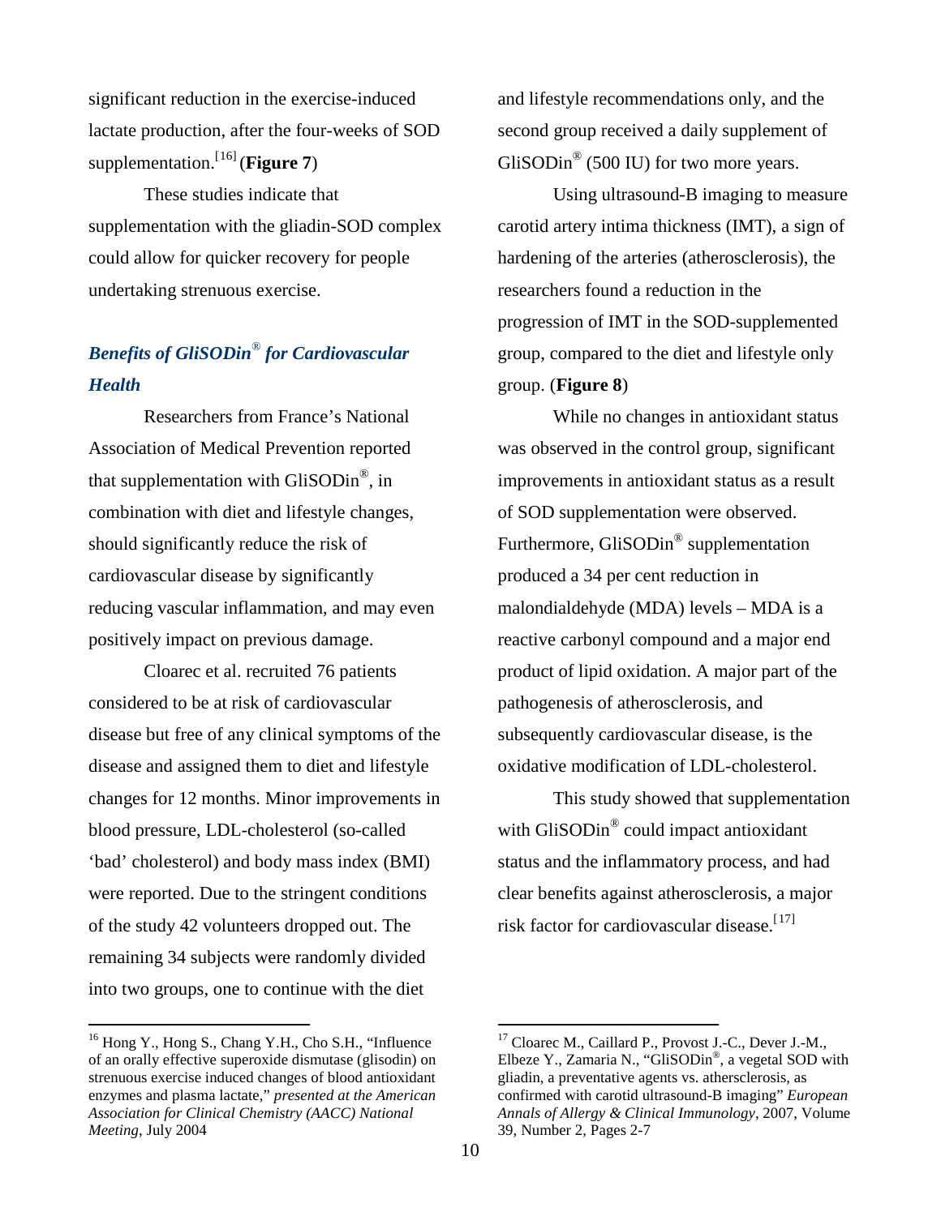significant reduction in the exercise-induced lactate production, after the four-weeks of SOD supplementation.[16] (**Figure 7**)

These studies indicate that supplementation with the gliadin-SOD complex could allow for quicker recovery for people undertaking strenuous exercise.

### *Benefits of GliSODin® for Cardiovascular Health*

Researchers from France's National Association of Medical Prevention reported that supplementation with GliSODin®, in combination with diet and lifestyle changes, should significantly reduce the risk of cardiovascular disease by significantly reducing vascular inflammation, and may even positively impact on previous damage.

Cloarec et al. recruited 76 patients considered to be at risk of cardiovascular disease but free of any clinical symptoms of the disease and assigned them to diet and lifestyle changes for 12 months. Minor improvements in blood pressure, LDL-cholesterol (so-called 'bad' cholesterol) and body mass index (BMI) were reported. Due to the stringent conditions of the study 42 volunteers dropped out. The remaining 34 subjects were randomly divided into two groups, one to continue with the diet and lifestyle recommendations only, and the second group received a daily supplement of GliSODin® (500 IU) for two more years.

Using ultrasound-B imaging to measure carotid artery intima thickness (IMT), a sign of hardening of the arteries (atherosclerosis), the researchers found a reduction in the progression of IMT in the SOD-supplemented group, compared to the diet and lifestyle only group. (**Figure 8**)

While no changes in antioxidant status was observed in the control group, significant improvements in antioxidant status as a result of SOD supplementation were observed. Furthermore, GliSODin® supplementation produced a 34 per cent reduction in malondialdehyde (MDA) levels – MDA is a reactive carbonyl compound and a major end product of lipid oxidation. A major part of the pathogenesis of atherosclerosis, and subsequently cardiovascular disease, is the oxidative modification of LDL-cholesterol.

This study showed that supplementation with GliSODin® could impact antioxidant status and the inflammatory process, and had clear benefits against atherosclerosis, a major risk factor for cardiovascular disease.[17]

---

[16] Hong Y., Hong S., Chang Y.H., Cho S.H., "Influence of an orally effective superoxide dismutase (glisodin) on strenuous exercise induced changes of blood antioxidant enzymes and plasma lactate," *presented at the American Association for Clinical Chemistry (AACC) National Meeting*, July 2004

[17] Cloarec M., Caillard P., Provost J.-C., Dever J.-M., Elbeze Y., Zamaria N., "GliSODin®, a vegetal SOD with gliadin, a preventative agents vs. athersclerosis, as confirmed with carotid ultrasound-B imaging" *European Annals of Allergy & Clinical Immunology*, 2007, Volume 39, Number 2, Pages 2-7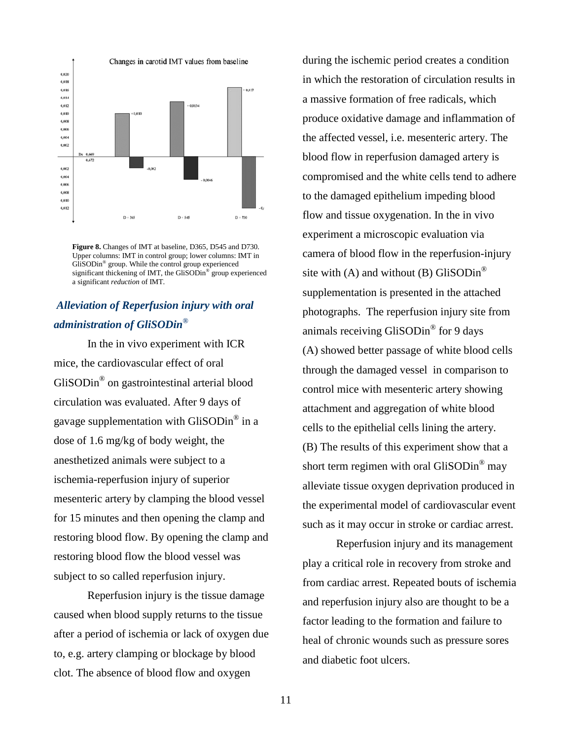Changes in carotid IMT values from baseline

0,020
0,018
0,016
0,014
0,012
0,010
0,008
0,006
0,004
0,002
0,002
0,004
0,006
0,008
0,010
0,012

D0 0,669
0,672

+ 0,010
-0,002
+ 0,0134
- 0,0046
+ 0,017
- 0,

D + 365
D + 545
D + 730

**Figure 8.** Changes of IMT at baseline, D365, D545 and D730. Upper columns: IMT in control group; lower columns: IMT in GliSODin® group. While the control group experienced significant thickening of IMT, the GliSODin® group experienced a significant *reduction* of IMT.

### *Alleviation of Reperfusion injury with oral administration of GliSODin®*

In the in vivo experiment with ICR mice, the cardiovascular effect of oral GliSODin® on gastrointestinal arterial blood circulation was evaluated. After 9 days of gavage supplementation with GliSODin® in a dose of 1.6 mg/kg of body weight, the anesthetized animals were subject to a ischemia-reperfusion injury of superior mesenteric artery by clamping the blood vessel for 15 minutes and then opening the clamp and restoring blood flow. By opening the clamp and restoring blood flow the blood vessel was subject to so called reperfusion injury.

Reperfusion injury is the tissue damage caused when blood supply returns to the tissue after a period of ischemia or lack of oxygen due to, e.g. artery clamping or blockage by blood clot. The absence of blood flow and oxygen during the ischemic period creates a condition in which the restoration of circulation results in a massive formation of free radicals, which produce oxidative damage and inflammation of the affected vessel, i.e. mesenteric artery. The blood flow in reperfusion damaged artery is compromised and the white cells tend to adhere to the damaged epithelium impeding blood flow and tissue oxygenation. In the in vivo experiment a microscopic evaluation via camera of blood flow in the reperfusion-injury site with (A) and without (B) GliSODin® supplementation is presented in the attached photographs. The reperfusion injury site from animals receiving GliSODin® for 9 days (A) showed better passage of white blood cells through the damaged vessel in comparison to control mice with mesenteric artery showing attachment and aggregation of white blood cells to the epithelial cells lining the artery. (B) The results of this experiment show that a short term regimen with oral GliSODin® may alleviate tissue oxygen deprivation produced in the experimental model of cardiovascular event such as it may occur in stroke or cardiac arrest.

Reperfusion injury and its management play a critical role in recovery from stroke and from cardiac arrest. Repeated bouts of ischemia and reperfusion injury also are thought to be a factor leading to the formation and failure to heal of chronic wounds such as pressure sores and diabetic foot ulcers.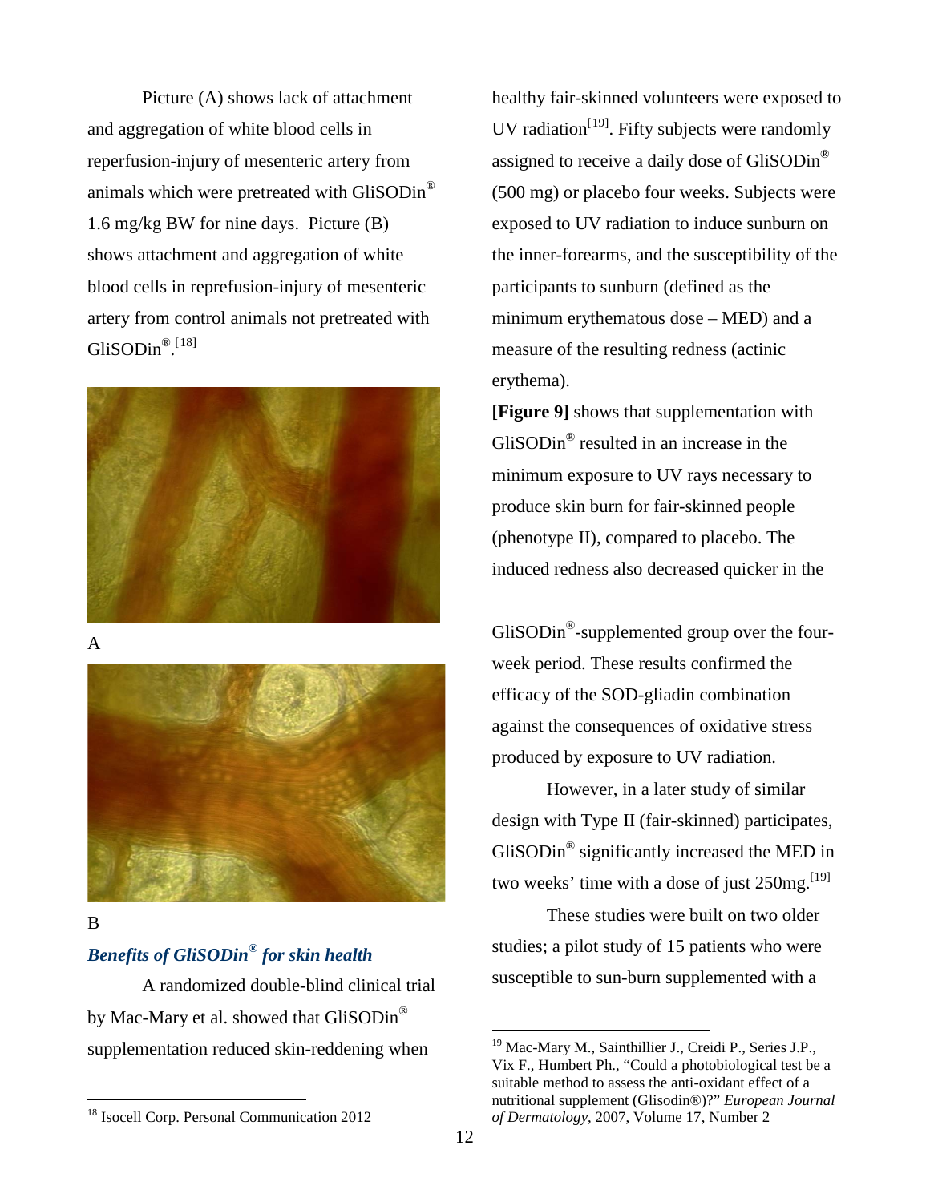Picture (A) shows lack of attachment and aggregation of white blood cells in reperfusion-injury of mesenteric artery from animals which were pretreated with GliSODin® 1.6 mg/kg BW for nine days. Picture (B) shows attachment and aggregation of white blood cells in reprefusion-injury of mesenteric artery from control animals not pretreated with GliSODin®.[18]

A

B

### *Benefits of GliSODin® for skin health*

A randomized double-blind clinical trial by Mac-Mary et al. showed that GliSODin® supplementation reduced skin-reddening when healthy fair-skinned volunteers were exposed to UV radiation[19]. Fifty subjects were randomly assigned to receive a daily dose of GliSODin® (500 mg) or placebo four weeks. Subjects were exposed to UV radiation to induce sunburn on the inner-forearms, and the susceptibility of the participants to sunburn (defined as the minimum erythematous dose – MED) and a measure of the resulting redness (actinic erythema).

**[Figure 9]** shows that supplementation with GliSODin® resulted in an increase in the minimum exposure to UV rays necessary to produce skin burn for fair-skinned people (phenotype II), compared to placebo. The induced redness also decreased quicker in the GliSODin®-supplemented group over the four-week period. These results confirmed the efficacy of the SOD-gliadin combination against the consequences of oxidative stress produced by exposure to UV radiation.

However, in a later study of similar design with Type II (fair-skinned) participates, GliSODin® significantly increased the MED in two weeks' time with a dose of just 250mg.[19]

These studies were built on two older studies; a pilot study of 15 patients who were susceptible to sun-burn supplemented with a

---

[18] Isocell Corp. Personal Communication 2012

[19] Mac-Mary M., Sainthillier J., Creidi P., Series J.P., Vix F., Humbert Ph., "Could a photobiological test be a suitable method to assess the anti-oxidant effect of a nutritional supplement (Glisodin®)?" *European Journal of Dermatology*, 2007, Volume 17, Number 2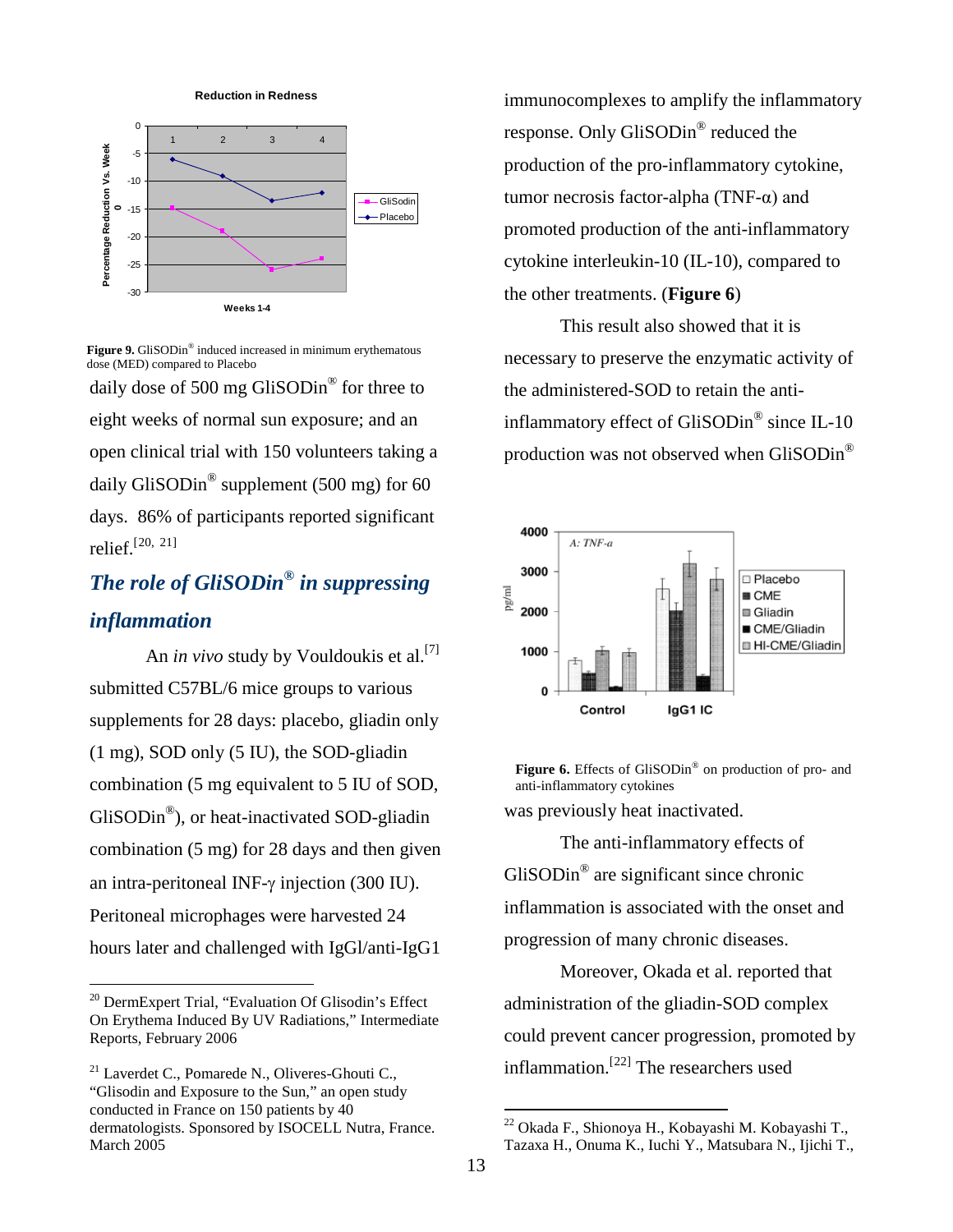Reduction in Redness

0
-5
-10
-15
-20
-25
-30

1 2 3 4

Percentage Reduction Vs. Week 0

Weeks 1-4

GliSodin
Placebo

**Figure 9.** GliSODin® induced increased in minimum erythematous dose (MED) compared to Placebo

daily dose of 500 mg GliSODin® for three to eight weeks of normal sun exposure; and an open clinical trial with 150 volunteers taking a daily GliSODin® supplement (500 mg) for 60 days. 86% of participants reported significant relief.[20, 21]

## *The role of GliSODin® in suppressing inflammation*

An *in vivo* study by Vouldoukis et al.[7] submitted C57BL/6 mice groups to various supplements for 28 days: placebo, gliadin only (1 mg), SOD only (5 IU), the SOD-gliadin combination (5 mg equivalent to 5 IU of SOD, GliSODin®), or heat-inactivated SOD-gliadin combination (5 mg) for 28 days and then given an intra-peritoneal INF-γ injection (300 IU). Peritoneal microphages were harvested 24 hours later and challenged with IgGl/anti-IgG1 immunocomplexes to amplify the inflammatory response. Only GliSODin® reduced the production of the pro-inflammatory cytokine, tumor necrosis factor-alpha (TNF-α) and promoted production of the anti-inflammatory cytokine interleukin-10 (IL-10), compared to the other treatments. (**Figure 6**)

This result also showed that it is necessary to preserve the enzymatic activity of the administered-SOD to retain the anti-inflammatory effect of GliSODin® since IL-10 production was not observed when GliSODin® was previously heat inactivated.

4000
3000
2000
1000
0

pg/ml

A: TNF-a

Control
IgG1 IC

Placebo
CME
Gliadin
CME/Gliadin
HI-CME/Gliadin

**Figure 6.** Effects of GliSODin® on production of pro- and anti-inflammatory cytokines

The anti-inflammatory effects of GliSODin® are significant since chronic inflammation is associated with the onset and progression of many chronic diseases.

Moreover, Okada et al. reported that administration of the gliadin-SOD complex could prevent cancer progression, promoted by inflammation.[22] The researchers used

---

[20] DermExpert Trial, "Evaluation Of Glisodin's Effect On Erythema Induced By UV Radiations," Intermediate Reports, February 2006

[21] Laverdet C., Pomarede N., Oliveres-Ghouti C., "Glisodin and Exposure to the Sun," an open study conducted in France on 150 patients by 40 dermatologists. Sponsored by ISOCELL Nutra, France. March 2005

[22] Okada F., Shionoya H., Kobayashi M. Kobayashi T., Tazaxa H., Onuma K., Iuchi Y., Matsubara N., Ijichi T.,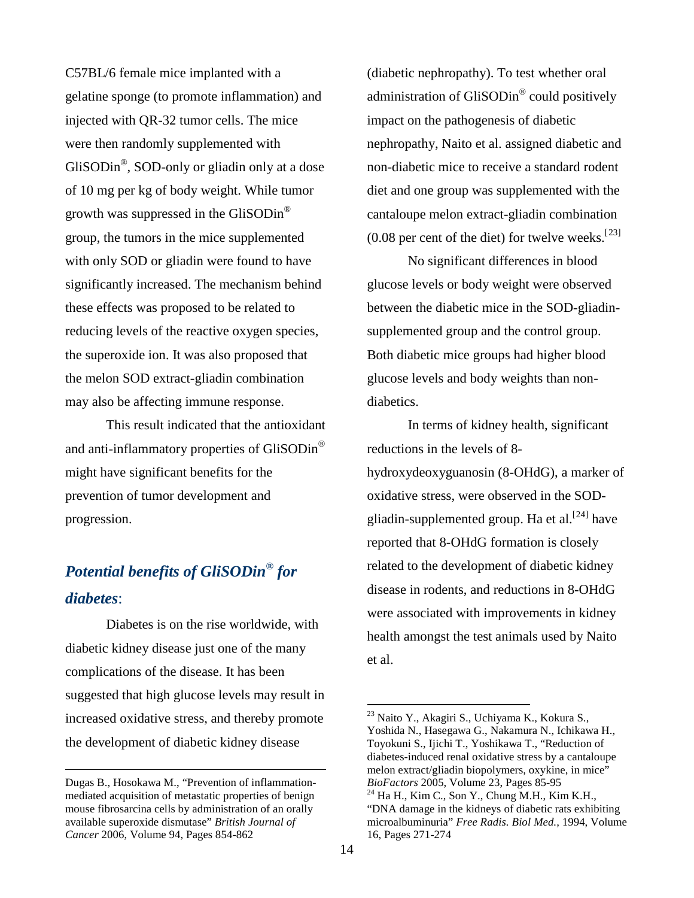C57BL/6 female mice implanted with a gelatine sponge (to promote inflammation) and injected with QR-32 tumor cells. The mice were then randomly supplemented with GliSODin®, SOD-only or gliadin only at a dose of 10 mg per kg of body weight. While tumor growth was suppressed in the GliSODin® group, the tumors in the mice supplemented with only SOD or gliadin were found to have significantly increased. The mechanism behind these effects was proposed to be related to reducing levels of the reactive oxygen species, the superoxide ion. It was also proposed that the melon SOD extract-gliadin combination may also be affecting immune response.

This result indicated that the antioxidant and anti-inflammatory properties of GliSODin® might have significant benefits for the prevention of tumor development and progression.

## *Potential benefits of GliSODin® for diabetes*:

Diabetes is on the rise worldwide, with diabetic kidney disease just one of the many complications of the disease. It has been suggested that high glucose levels may result in increased oxidative stress, and thereby promote the development of diabetic kidney disease (diabetic nephropathy). To test whether oral administration of GliSODin® could positively impact on the pathogenesis of diabetic nephropathy, Naito et al. assigned diabetic and non-diabetic mice to receive a standard rodent diet and one group was supplemented with the cantaloupe melon extract-gliadin combination (0.08 per cent of the diet) for twelve weeks.[23]

No significant differences in blood glucose levels or body weight were observed between the diabetic mice in the SOD-gliadin-supplemented group and the control group. Both diabetic mice groups had higher blood glucose levels and body weights than non-diabetics.

In terms of kidney health, significant reductions in the levels of 8-hydroxydeoxyguanosin (8-OHdG), a marker of oxidative stress, were observed in the SOD-gliadin-supplemented group. Ha et al.[24] have reported that 8-OHdG formation is closely related to the development of diabetic kidney disease in rodents, and reductions in 8-OHdG were associated with improvements in kidney health amongst the test animals used by Naito et al.

---

Dugas B., Hosokawa M., "Prevention of inflammation-mediated acquisition of metastatic properties of benign mouse fibrosarcina cells by administration of an orally available superoxide dismutase" *British Journal of Cancer* 2006, Volume 94, Pages 854-862

[23] Naito Y., Akagiri S., Uchiyama K., Kokura S., Yoshida N., Hasegawa G., Nakamura N., Ichikawa H., Toyokuni S., Ijichi T., Yoshikawa T., "Reduction of diabetes-induced renal oxidative stress by a cantaloupe melon extract/gliadin biopolymers, oxykine, in mice" *BioFactors* 2005, Volume 23, Pages 85-95

[24] Ha H., Kim C., Son Y., Chung M.H., Kim K.H., "DNA damage in the kidneys of diabetic rats exhibiting microalbuminuria" *Free Radis. Biol Med.,* 1994, Volume 16, Pages 271-274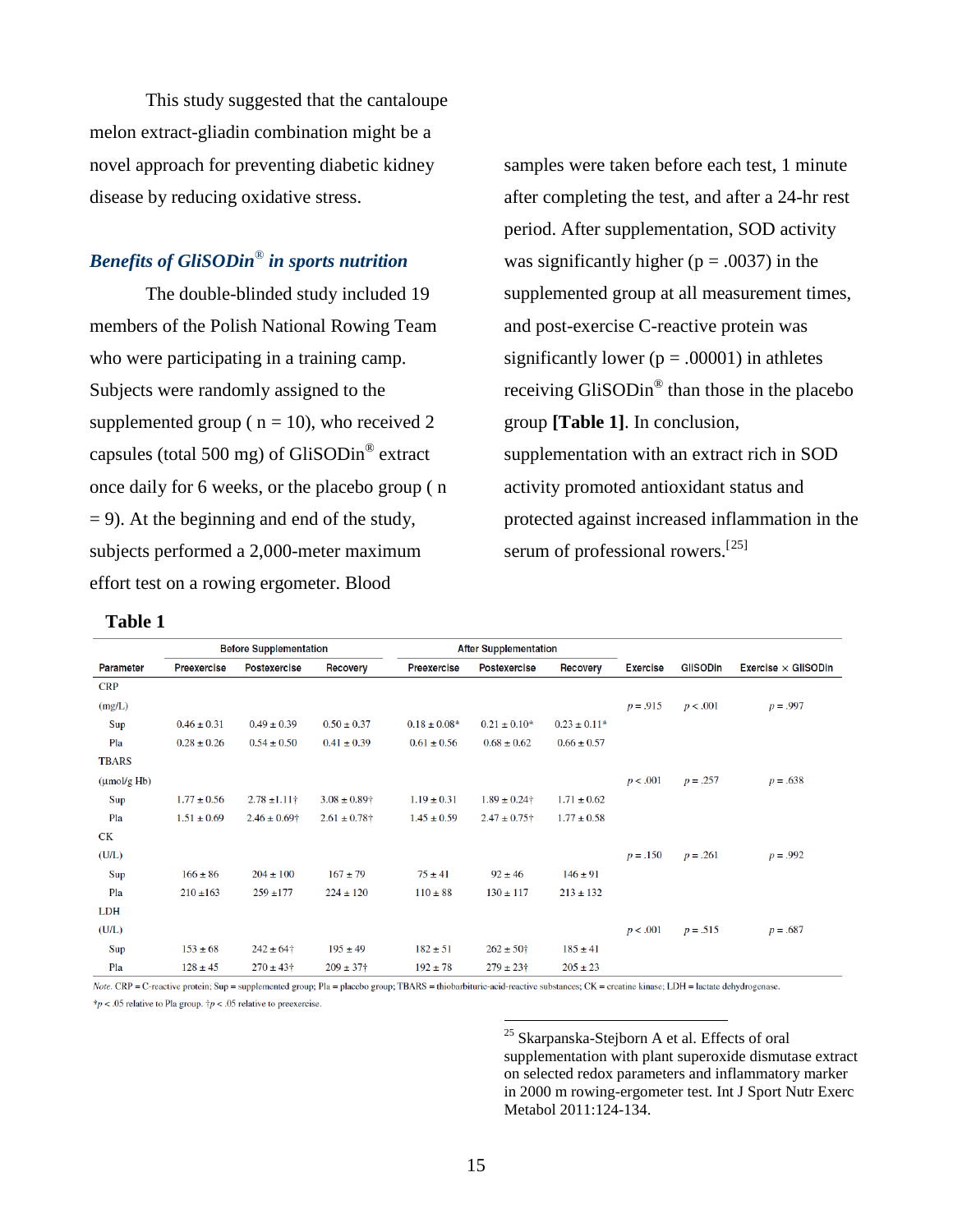This study suggested that the cantaloupe melon extract-gliadin combination might be a novel approach for preventing diabetic kidney disease by reducing oxidative stress.

### *Benefits of GliSODin® in sports nutrition*

The double-blinded study included 19 members of the Polish National Rowing Team who were participating in a training camp. Subjects were randomly assigned to the supplemented group ( n = 10), who received 2 capsules (total 500 mg) of GliSODin® extract once daily for 6 weeks, or the placebo group ( n = 9). At the beginning and end of the study, subjects performed a 2,000-meter maximum effort test on a rowing ergometer. Blood samples were taken before each test, 1 minute after completing the test, and after a 24-hr rest period. After supplementation, SOD activity was significantly higher (p = .0037) in the supplemented group at all measurement times, and post-exercise C-reactive protein was significantly lower (p = .00001) in athletes receiving GliSODin® than those in the placebo group **[Table 1]**. In conclusion, supplementation with an extract rich in SOD activity promoted antioxidant status and protected against increased inflammation in the serum of professional rowers.[25]

**Table 1**

| | Before Supplementation | | | After Supplementation | | | | | |
|---|---|---|---|---|---|---|---|---|---|
| Parameter | Preexercise | Postexercise | Recovery | Preexercise | Postexercise | Recovery | Exercise | GliSODin | Exercise × GliSODin |
| CRP | | | | | | | | | |
| (mg/L) | | | | | | | $p = .915$ | $p < .001$ | $p = .997$ |
| Sup | 0.46 ± 0.31 | 0.49 ± 0.39 | 0.50 ± 0.37 | 0.18 ± 0.08* | 0.21 ± 0.10* | 0.23 ± 0.11* | | | |
| Pla | 0.28 ± 0.26 | 0.54 ± 0.50 | 0.41 ± 0.39 | 0.61 ± 0.56 | 0.68 ± 0.62 | 0.66 ± 0.57 | | | |
| TBARS | | | | | | | | | |
| (µmol/g Hb) | | | | | | | $p < .001$ | $p = .257$ | $p = .638$ |
| Sup | 1.77 ± 0.56 | 2.78 ±1.11† | 3.08 ± 0.89† | 1.19 ± 0.31 | 1.89 ± 0.24† | 1.71 ± 0.62 | | | |
| Pla | 1.51 ± 0.69 | 2.46 ± 0.69† | 2.61 ± 0.78† | 1.45 ± 0.59 | 2.47 ± 0.75† | 1.77 ± 0.58 | | | |
| CK | | | | | | | | | |
| (U/L) | | | | | | | $p = .150$ | $p = .261$ | $p = .992$ |
| Sup | 166 ± 86 | 204 ± 100 | 167 ± 79 | 75 ± 41 | 92 ± 46 | 146 ± 91 | | | |
| Pla | 210 ±163 | 259 ±177 | 224 ± 120 | 110 ± 88 | 130 ± 117 | 213 ± 132 | | | |
| LDH | | | | | | | | | |
| (U/L) | | | | | | | $p < .001$ | $p = .515$ | $p = .687$ |
| Sup | 153 ± 68 | 242 ± 64† | 195 ± 49 | 182 ± 51 | 262 ± 50† | 185 ± 41 | | | |
| Pla | 128 ± 45 | 270 ± 43† | 209 ± 37† | 192 ± 78 | 279 ± 23† | 205 ± 23 | | | |

*Note.* CRP = C-reactive protein; Sup = supplemented group; Pla = placebo group; TBARS = thiobarbituric-acid-reactive substances; CK = creatine kinase; LDH = lactate dehydrogenase.
\*$p < .05$ relative to Pla group. †$p < .05$ relative to preexercise.

[25] Skarpanska-Stejborn A et al. Effects of oral supplementation with plant superoxide dismutase extract on selected redox parameters and inflammatory marker in 2000 m rowing-ergometer test. Int J Sport Nutr Exerc Metabol 2011:124-134.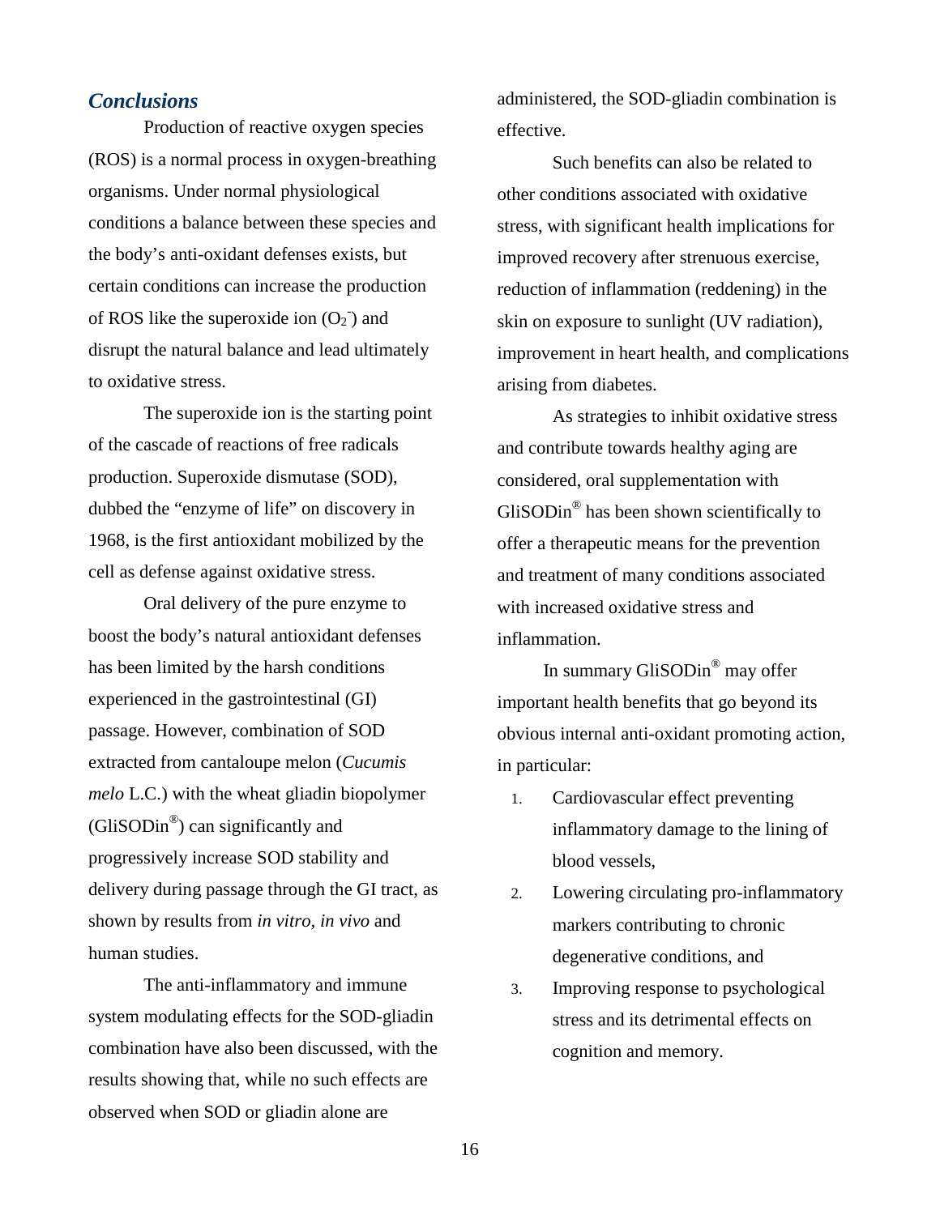## *Conclusions*

Production of reactive oxygen species (ROS) is a normal process in oxygen-breathing organisms. Under normal physiological conditions a balance between these species and the body's anti-oxidant defenses exists, but certain conditions can increase the production of ROS like the superoxide ion ($O_2^-$) and disrupt the natural balance and lead ultimately to oxidative stress.

The superoxide ion is the starting point of the cascade of reactions of free radicals production. Superoxide dismutase (SOD), dubbed the "enzyme of life" on discovery in 1968, is the first antioxidant mobilized by the cell as defense against oxidative stress.

Oral delivery of the pure enzyme to boost the body's natural antioxidant defenses has been limited by the harsh conditions experienced in the gastrointestinal (GI) passage. However, combination of SOD extracted from cantaloupe melon (*Cucumis melo* L.C.) with the wheat gliadin biopolymer (GliSODin®) can significantly and progressively increase SOD stability and delivery during passage through the GI tract, as shown by results from *in vitro, in vivo* and human studies.

The anti-inflammatory and immune system modulating effects for the SOD-gliadin combination have also been discussed, with the results showing that, while no such effects are observed when SOD or gliadin alone are administered, the SOD-gliadin combination is effective.

Such benefits can also be related to other conditions associated with oxidative stress, with significant health implications for improved recovery after strenuous exercise, reduction of inflammation (reddening) in the skin on exposure to sunlight (UV radiation), improvement in heart health, and complications arising from diabetes.

As strategies to inhibit oxidative stress and contribute towards healthy aging are considered, oral supplementation with GliSODin® has been shown scientifically to offer a therapeutic means for the prevention and treatment of many conditions associated with increased oxidative stress and inflammation.

In summary GliSODin® may offer important health benefits that go beyond its obvious internal anti-oxidant promoting action, in particular:

1. Cardiovascular effect preventing inflammatory damage to the lining of blood vessels,
2. Lowering circulating pro-inflammatory markers contributing to chronic degenerative conditions, and
3. Improving response to psychological stress and its detrimental effects on cognition and memory.